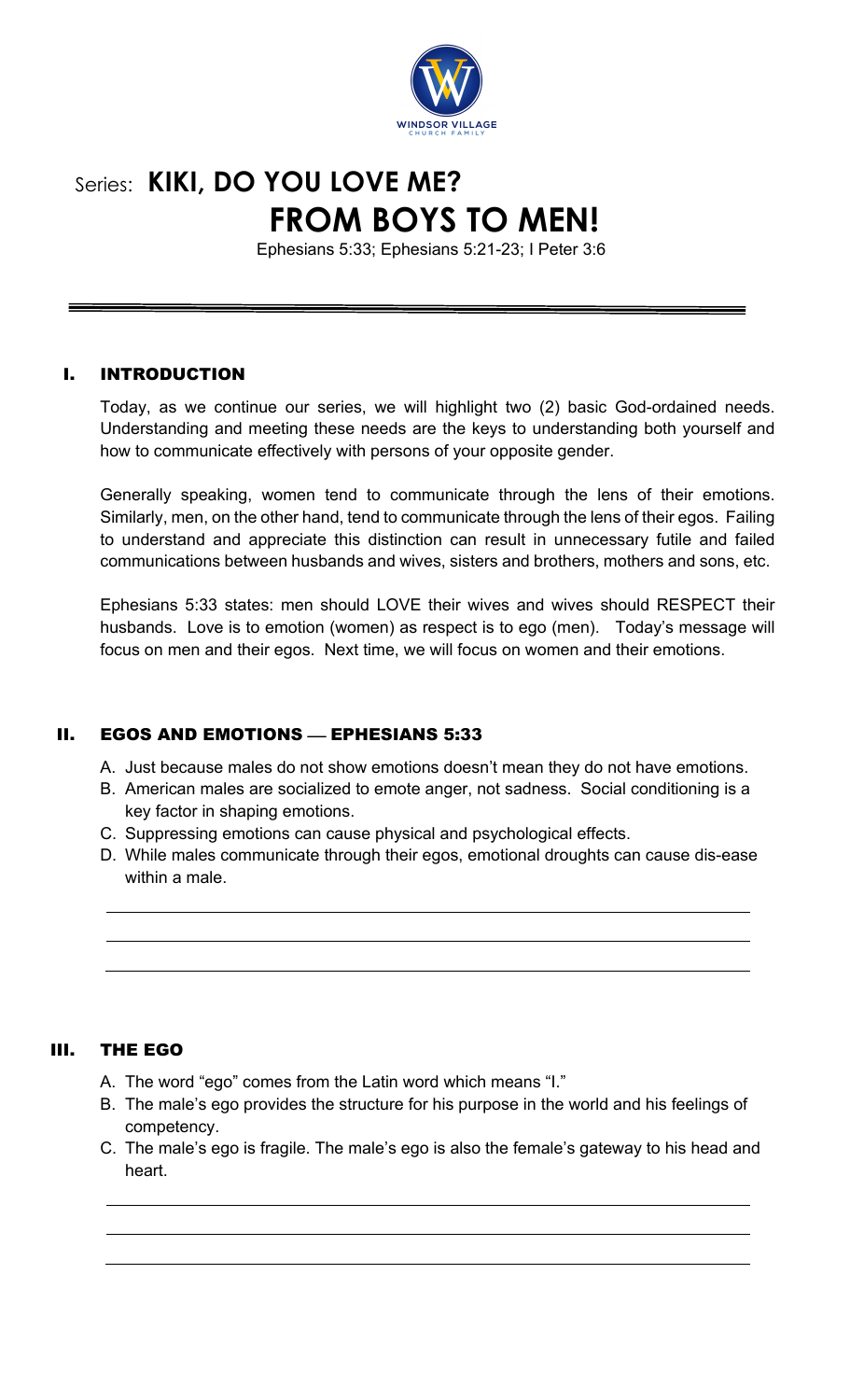Series: **KIKI, DO YOU LOVE ME?**

# FROM BOYS TO MEN!

Ephesians 5:33; Ephesians 5:21-23; I Peter 3:6

## I. INTRODUCTION

Today, as we continue our series, we will highlight two (2) basic God-ordained needs. Understanding and meeting these needs are the keys to understanding both yourself and how to communicate effectively with persons of your opposite gender.

Generally speaking, women tend to communicate through the lens of their emotions. Similarly, men, on the other hand, tend to communicate through the lens of their egos. Failing to understand and appreciate this distinction can result in unnecessary futile and failed communications between husbands and wives, sisters and brothers, mothers and sons, etc.

Ephesians 5:33 states: men should LOVE their wives and wives should RESPECT their husbands. Love is to emotion (women) as respect is to ego (men). Today's message will focus on men and their egos. Next time, we will focus on women and their emotions.

## II. EGOS AND EMOTIONS — EPHESIANS 5:33

A. Just because males do not show emotions doesn't mean they do not have emotions.

B. American males are socialized to emote anger, not sadness. Social conditioning is a key factor in shaping emotions.

C. Suppressing emotions can cause physical and psychological effects.

D. While males communicate through their egos, emotional droughts can cause dis-ease within a male.

## III. THE EGO

A. The word "ego" comes from the Latin word which means "I."

B. The male's ego provides the structure for his purpose in the world and his feelings of competency.

C. The male's ego is fragile. The male's ego is also the female's gateway to his head and heart.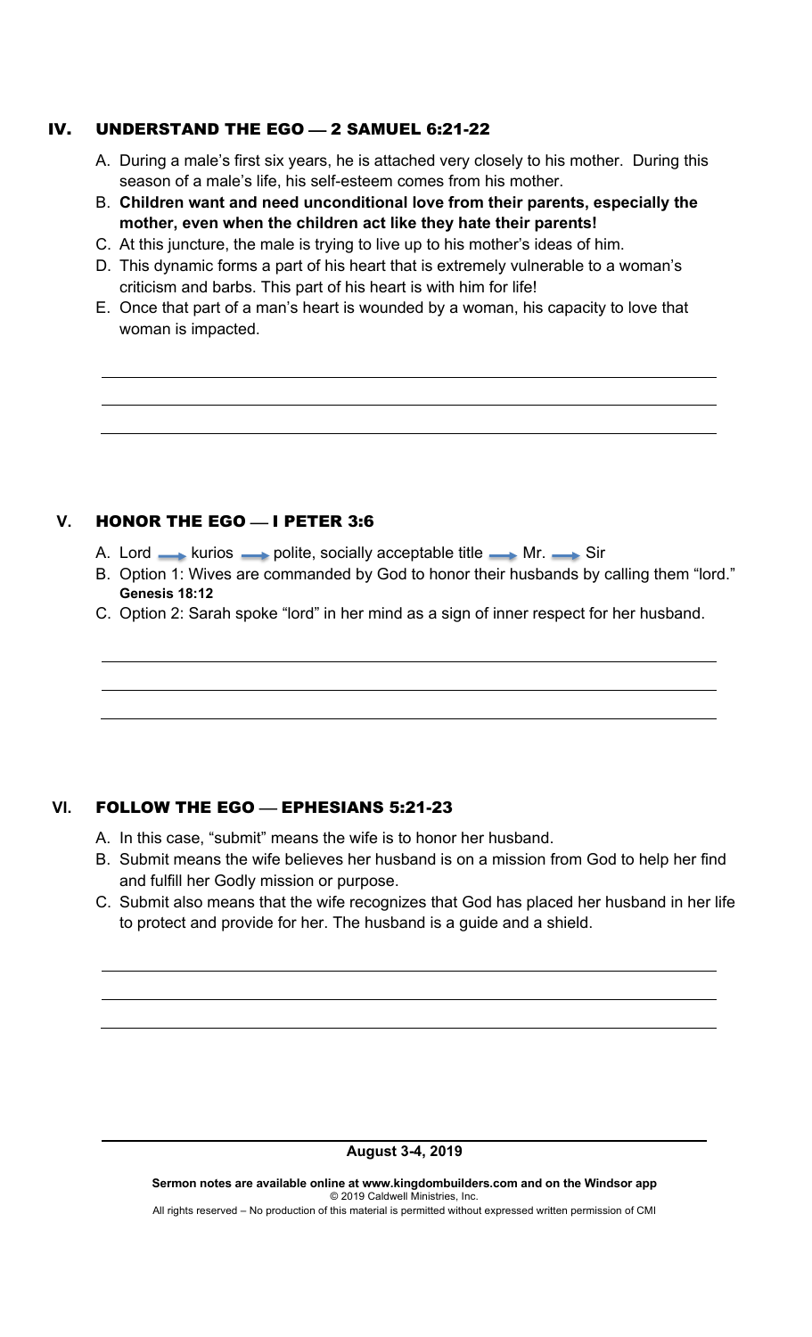## IV. UNDERSTAND THE EGO — 2 SAMUEL 6:21-22

A. During a male's first six years, he is attached very closely to his mother. During this season of a male's life, his self-esteem comes from his mother.

B. **Children want and need unconditional love from their parents, especially the mother, even when the children act like they hate their parents!**

C. At this juncture, the male is trying to live up to his mother's ideas of him.

D. This dynamic forms a part of his heart that is extremely vulnerable to a woman's criticism and barbs. This part of his heart is with him for life!

E. Once that part of a man's heart is wounded by a woman, his capacity to love that woman is impacted.

## V. HONOR THE EGO — I PETER 3:6

A. Lord → kurios → polite, socially acceptable title → Mr. → Sir

B. Option 1: Wives are commanded by God to honor their husbands by calling them "lord." **Genesis 18:12**

C. Option 2: Sarah spoke "lord" in her mind as a sign of inner respect for her husband.

## VI. FOLLOW THE EGO — EPHESIANS 5:21-23

A. In this case, "submit" means the wife is to honor her husband.

B. Submit means the wife believes her husband is on a mission from God to help her find and fulfill her Godly mission or purpose.

C. Submit also means that the wife recognizes that God has placed her husband in her life to protect and provide for her. The husband is a guide and a shield.

**August 3-4, 2019**

**Sermon notes are available online at www.kingdombuilders.com and on the Windsor app**

© 2019 Caldwell Ministries, Inc.

All rights reserved – No production of this material is permitted without expressed written permission of CMI